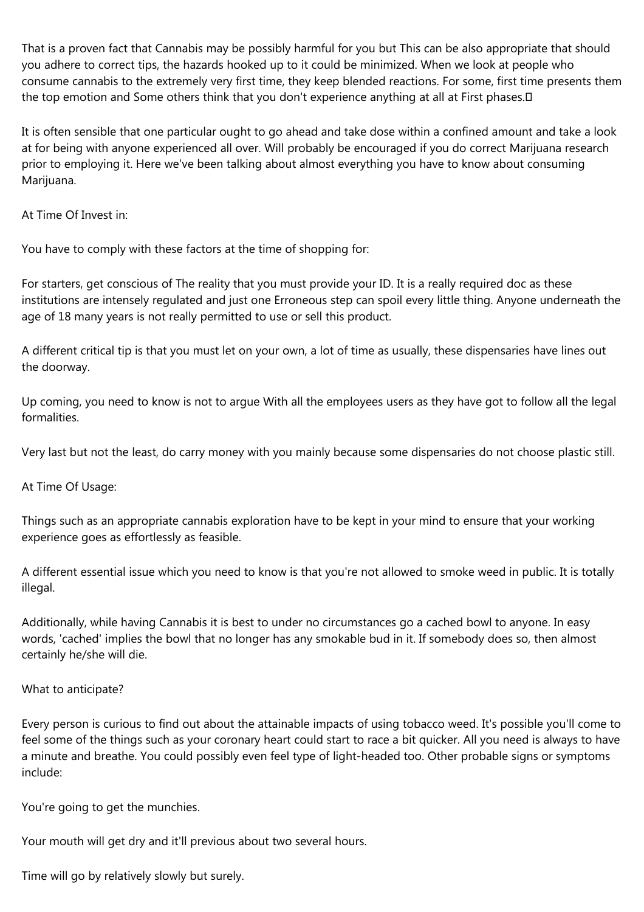That is a proven fact that Cannabis may be possibly harmful for you but This can be also appropriate that should you adhere to correct tips, the hazards hooked up to it could be minimized. When we look at people who consume cannabis to the extremely very first time, they keep blended reactions. For some, first time presents them the top emotion and Some others think that you don't experience anything at all at First phases.□

It is often sensible that one particular ought to go ahead and take dose within a confined amount and take a look at for being with anyone experienced all over. Will probably be encouraged if you do correct Marijuana research prior to employing it. Here we've been talking about almost everything you have to know about consuming Marijuana.

At Time Of Invest in:

You have to comply with these factors at the time of shopping for:

For starters, get conscious of The reality that you must provide your ID. It is a really required doc as these institutions are intensely regulated and just one Erroneous step can spoil every little thing. Anyone underneath the age of 18 many years is not really permitted to use or sell this product.

A different critical tip is that you must let on your own, a lot of time as usually, these dispensaries have lines out the doorway.

Up coming, you need to know is not to argue With all the employees users as they have got to follow all the legal formalities.

Very last but not the least, do carry money with you mainly because some dispensaries do not choose plastic still.

At Time Of Usage:

Things such as an appropriate cannabis exploration have to be kept in your mind to ensure that your working experience goes as effortlessly as feasible.

A different essential issue which you need to know is that you're not allowed to smoke weed in public. It is totally illegal.

Additionally, while having Cannabis it is best to under no circumstances go a cached bowl to anyone. In easy words, 'cached' implies the bowl that no longer has any smokable bud in it. If somebody does so, then almost certainly he/she will die.

What to anticipate?

Every person is curious to find out about the attainable impacts of using tobacco weed. It's possible you'll come to feel some of the things such as your coronary heart could start to race a bit quicker. All you need is always to have a minute and breathe. You could possibly even feel type of light-headed too. Other probable signs or symptoms include:

You're going to get the munchies.

Your mouth will get dry and it'll previous about two several hours.

Time will go by relatively slowly but surely.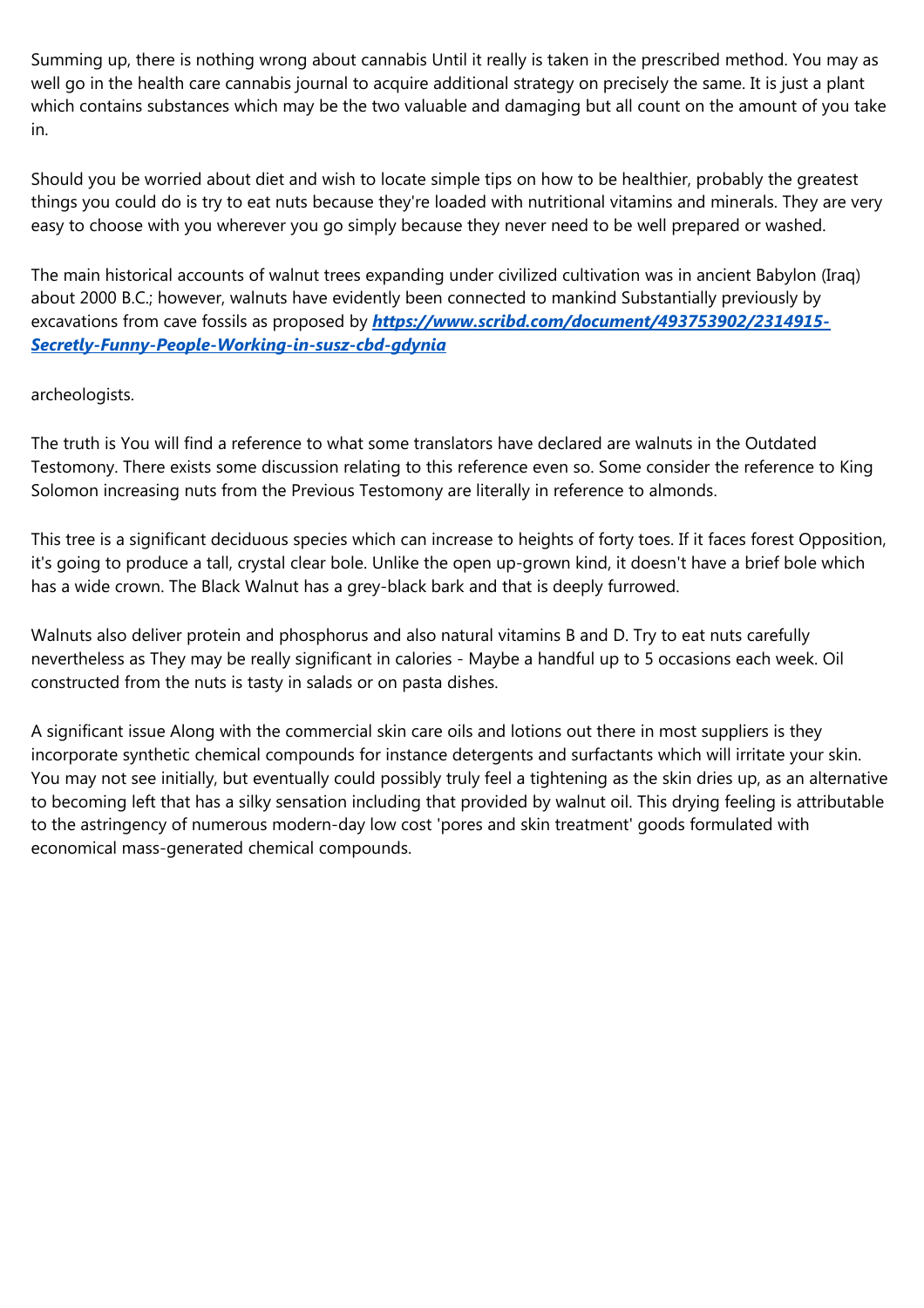Summing up, there is nothing wrong about cannabis Until it really is taken in the prescribed method. You may as well go in the health care cannabis journal to acquire additional strategy on precisely the same. It is just a plant which contains substances which may be the two valuable and damaging but all count on the amount of you take in.

Should you be worried about diet and wish to locate simple tips on how to be healthier, probably the greatest things you could do is try to eat nuts because they're loaded with nutritional vitamins and minerals. They are very easy to choose with you wherever you go simply because they never need to be well prepared or washed.

The main historical accounts of walnut trees expanding under civilized cultivation was in ancient Babylon (Iraq) about 2000 B.C.; however, walnuts have evidently been connected to mankind Substantially previously by excavations from cave fossils as proposed by ***[https://www.scribd.com/document/493753902/2314915-Secretly-Funny-People-Working-in-susz-cbd-gdynia](https://www.scribd.com/document/493753902/2314915-Secretly-Funny-People-Working-in-susz-cbd-gdynia)***

archeologists.

The truth is You will find a reference to what some translators have declared are walnuts in the Outdated Testomony. There exists some discussion relating to this reference even so. Some consider the reference to King Solomon increasing nuts from the Previous Testomony are literally in reference to almonds.

This tree is a significant deciduous species which can increase to heights of forty toes. If it faces forest Opposition, it's going to produce a tall, crystal clear bole. Unlike the open up-grown kind, it doesn't have a brief bole which has a wide crown. The Black Walnut has a grey-black bark and that is deeply furrowed.

Walnuts also deliver protein and phosphorus and also natural vitamins B and D. Try to eat nuts carefully nevertheless as They may be really significant in calories - Maybe a handful up to 5 occasions each week. Oil constructed from the nuts is tasty in salads or on pasta dishes.

A significant issue Along with the commercial skin care oils and lotions out there in most suppliers is they incorporate synthetic chemical compounds for instance detergents and surfactants which will irritate your skin. You may not see initially, but eventually could possibly truly feel a tightening as the skin dries up, as an alternative to becoming left that has a silky sensation including that provided by walnut oil. This drying feeling is attributable to the astringency of numerous modern-day low cost 'pores and skin treatment' goods formulated with economical mass-generated chemical compounds.